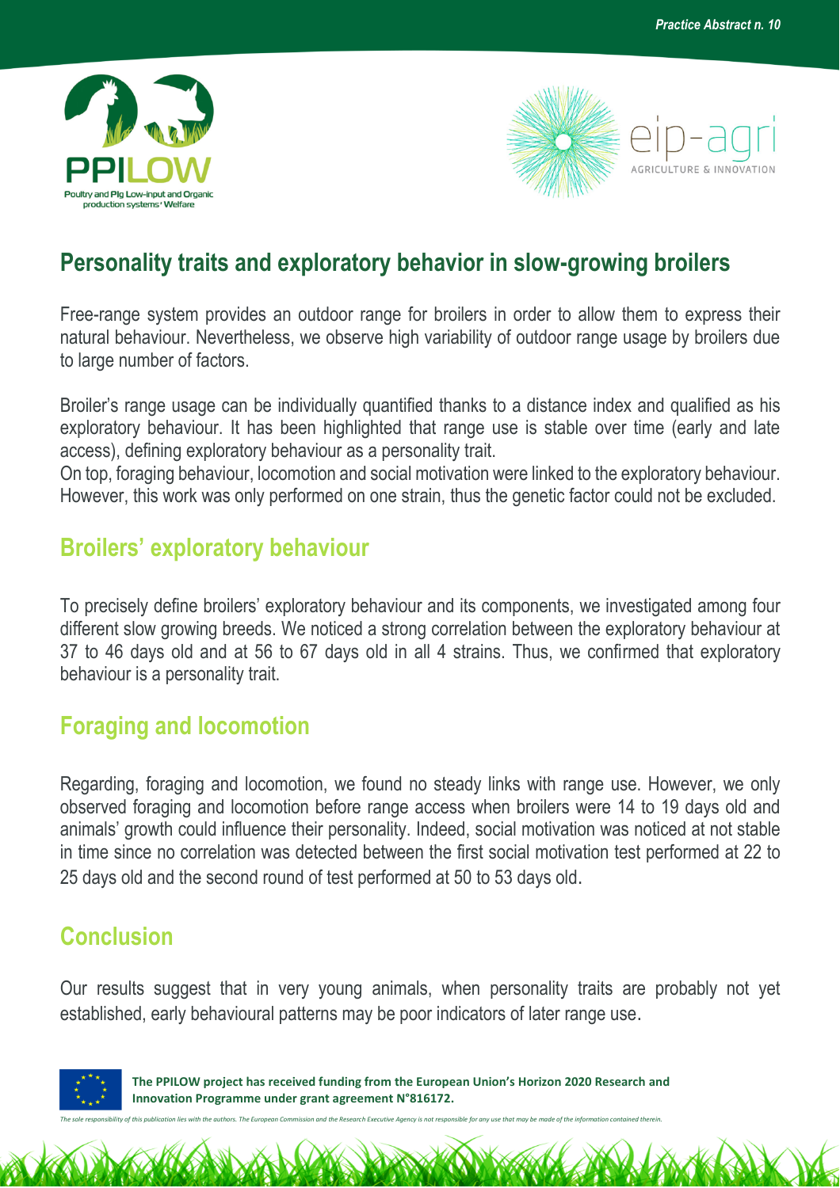Practice Abstract n. 10

PPILOW
Poultry and Pig Low-input and Organic production systems' Welfare

eip-agri
AGRICULTURE & INNOVATION

# Personality traits and exploratory behavior in slow-growing broilers

Free-range system provides an outdoor range for broilers in order to allow them to express their natural behaviour. Nevertheless, we observe high variability of outdoor range usage by broilers due to large number of factors.

Broiler's range usage can be individually quantified thanks to a distance index and qualified as his exploratory behaviour. It has been highlighted that range use is stable over time (early and late access), defining exploratory behaviour as a personality trait.
On top, foraging behaviour, locomotion and social motivation were linked to the exploratory behaviour. However, this work was only performed on one strain, thus the genetic factor could not be excluded.

## Broilers' exploratory behaviour

To precisely define broilers' exploratory behaviour and its components, we investigated among four different slow growing breeds. We noticed a strong correlation between the exploratory behaviour at 37 to 46 days old and at 56 to 67 days old in all 4 strains. Thus, we confirmed that exploratory behaviour is a personality trait.

## Foraging and locomotion

Regarding, foraging and locomotion, we found no steady links with range use. However, we only observed foraging and locomotion before range access when broilers were 14 to 19 days old and animals' growth could influence their personality. Indeed, social motivation was noticed at not stable in time since no correlation was detected between the first social motivation test performed at 22 to 25 days old and the second round of test performed at 50 to 53 days old.

## Conclusion

Our results suggest that in very young animals, when personality traits are probably not yet established, early behavioural patterns may be poor indicators of later range use.

**The PPILOW project has received funding from the European Union's Horizon 2020 Research and Innovation Programme under grant agreement N°816172.**

*The sole responsibility of this publication lies with the authors. The European Commission and the Research Executive Agency is not responsible for any use that may be made of the information contained therein.*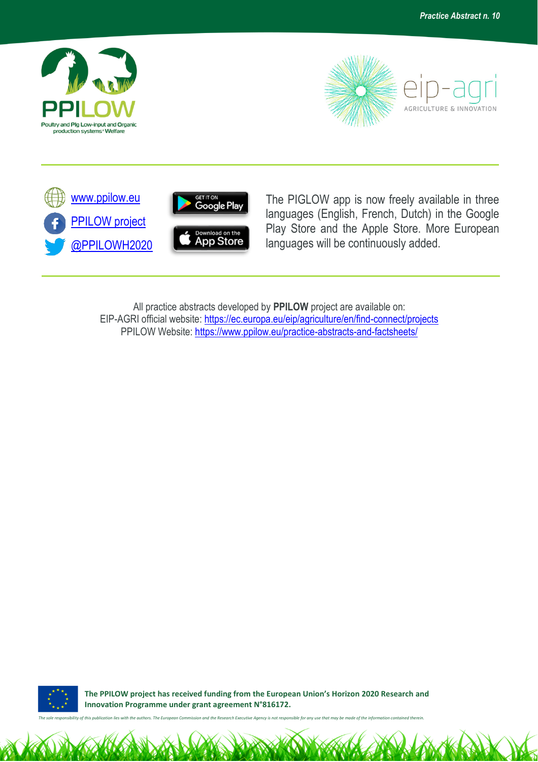www.ppilow.eu

PPILOW project

@PPILOWH2020

GET IT ON Google Play

Download on the App Store

The PIGLOW app is now freely available in three languages (English, French, Dutch) in the Google Play Store and the Apple Store. More European languages will be continuously added.

All practice abstracts developed by **PPILOW** project are available on:
EIP-AGRI official website: https://ec.europa.eu/eip/agriculture/en/find-connect/projects
PPILOW Website: https://www.ppilow.eu/practice-abstracts-and-factsheets/

**The PPILOW project has received funding from the European Union's Horizon 2020 Research and Innovation Programme under grant agreement N°816172.**

*The sole responsibility of this publication lies with the authors. The European Commission and the Research Executive Agency is not responsible for any use that may be made of the information contained therein.*